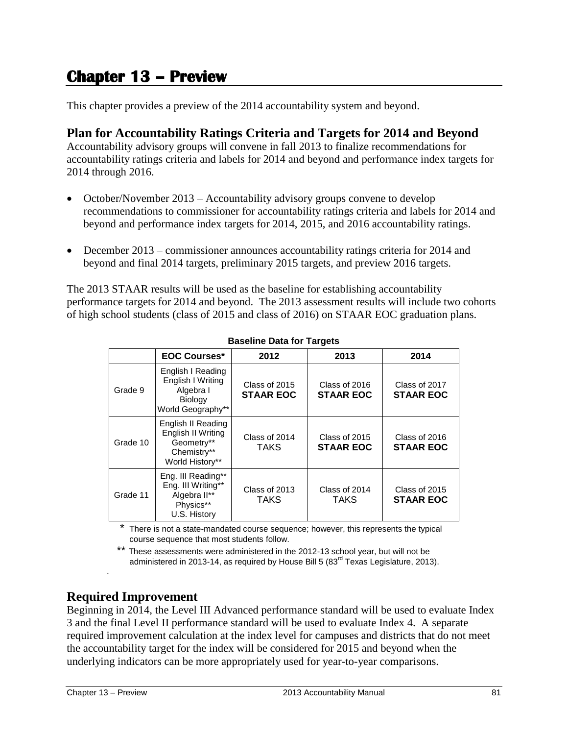# Chapter 13 – Preview

This chapter provides a preview of the 2014 accountability system and beyond.

## Plan for Accountability Ratings Criteria and Targets for 2014 and Beyond

Accountability advisory groups will convene in fall 2013 to finalize recommendations for accountability ratings criteria and labels for 2014 and beyond and performance index targets for 2014 through 2016.

- October/November 2013 – Accountability advisory groups convene to develop recommendations to commissioner for accountability ratings criteria and labels for 2014 and beyond and performance index targets for 2014, 2015, and 2016 accountability ratings.
- December 2013 – commissioner announces accountability ratings criteria for 2014 and beyond and final 2014 targets, preliminary 2015 targets, and preview 2016 targets.

The 2013 STAAR results will be used as the baseline for establishing accountability performance targets for 2014 and beyond. The 2013 assessment results will include two cohorts of high school students (class of 2015 and class of 2016) on STAAR EOC graduation plans.

**Baseline Data for Targets**

| | EOC Courses* | 2012 | 2013 | 2014 |
|---|---|---|---|---|
| Grade 9 | English I Reading<br>English I Writing<br>Algebra I<br>Biology<br>World Geography** | Class of 2015<br>**STAAR EOC** | Class of 2016<br>**STAAR EOC** | Class of 2017<br>**STAAR EOC** |
| Grade 10 | English II Reading<br>English II Writing<br>Geometry**<br>Chemistry**<br>World History** | Class of 2014<br>TAKS | Class of 2015<br>**STAAR EOC** | Class of 2016<br>**STAAR EOC** |
| Grade 11 | Eng. III Reading**<br>Eng. III Writing**<br>Algebra II**<br>Physics**<br>U.S. History | Class of 2013<br>TAKS | Class of 2014<br>TAKS | Class of 2015<br>**STAAR EOC** |

\* There is not a state-mandated course sequence; however, this represents the typical course sequence that most students follow.

** These assessments were administered in the 2012-13 school year, but will not be administered in 2013-14, as required by House Bill 5 (83rd Texas Legislature, 2013).

## Required Improvement

Beginning in 2014, the Level III Advanced performance standard will be used to evaluate Index 3 and the final Level II performance standard will be used to evaluate Index 4. A separate required improvement calculation at the index level for campuses and districts that do not meet the accountability target for the index will be considered for 2015 and beyond when the underlying indicators can be more appropriately used for year-to-year comparisons.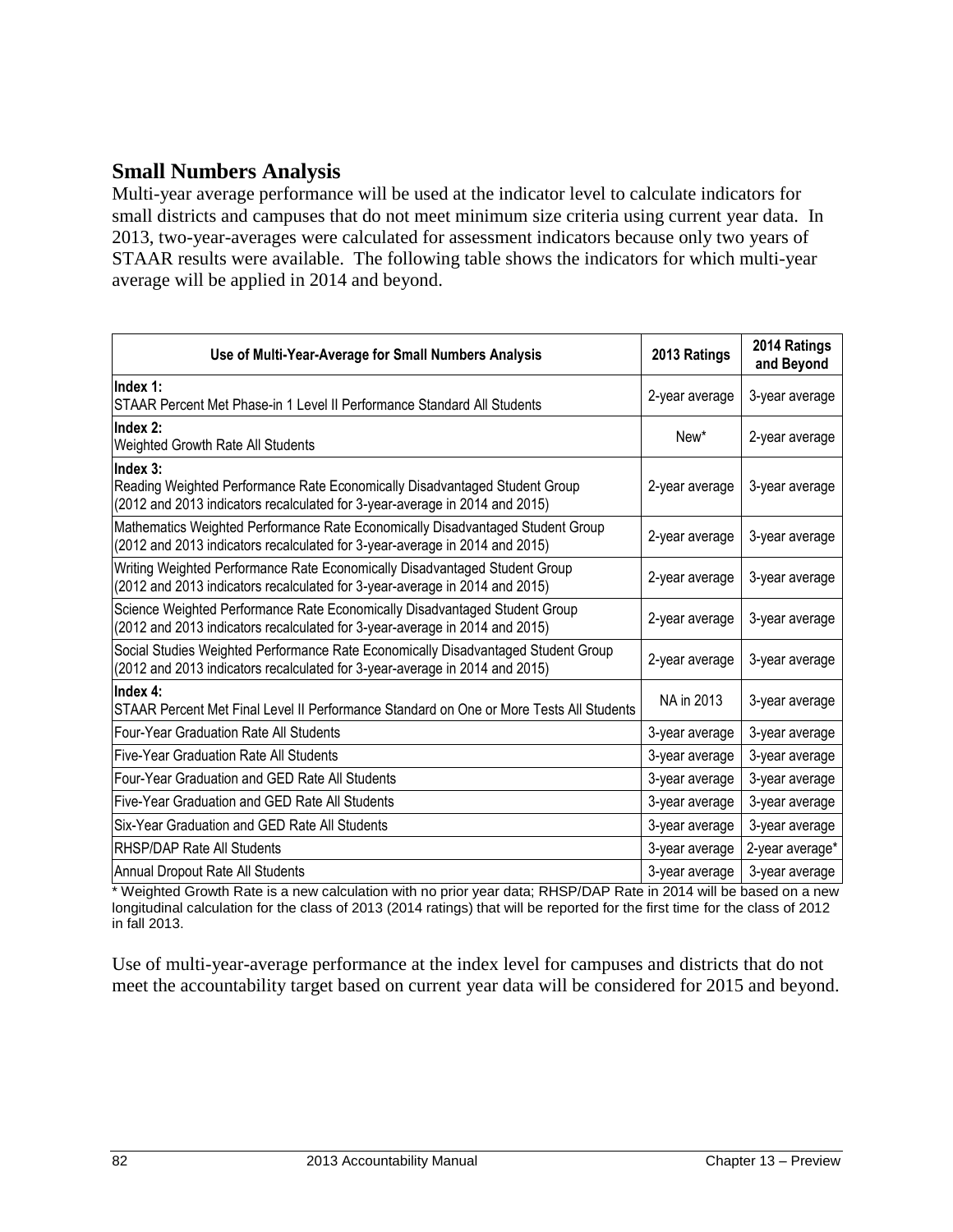## Small Numbers Analysis

Multi-year average performance will be used at the indicator level to calculate indicators for small districts and campuses that do not meet minimum size criteria using current year data. In 2013, two-year-averages were calculated for assessment indicators because only two years of STAAR results were available. The following table shows the indicators for which multi-year average will be applied in 2014 and beyond.

| Use of Multi-Year-Average for Small Numbers Analysis | 2013 Ratings | 2014 Ratings and Beyond |
|---|---|---|
| **Index 1:**<br>STAAR Percent Met Phase-in 1 Level II Performance Standard All Students | 2-year average | 3-year average |
| **Index 2:**<br>Weighted Growth Rate All Students | New* | 2-year average |
| **Index 3:**<br>Reading Weighted Performance Rate Economically Disadvantaged Student Group<br>(2012 and 2013 indicators recalculated for 3-year-average in 2014 and 2015) | 2-year average | 3-year average |
| Mathematics Weighted Performance Rate Economically Disadvantaged Student Group<br>(2012 and 2013 indicators recalculated for 3-year-average in 2014 and 2015) | 2-year average | 3-year average |
| Writing Weighted Performance Rate Economically Disadvantaged Student Group<br>(2012 and 2013 indicators recalculated for 3-year-average in 2014 and 2015) | 2-year average | 3-year average |
| Science Weighted Performance Rate Economically Disadvantaged Student Group<br>(2012 and 2013 indicators recalculated for 3-year-average in 2014 and 2015) | 2-year average | 3-year average |
| Social Studies Weighted Performance Rate Economically Disadvantaged Student Group<br>(2012 and 2013 indicators recalculated for 3-year-average in 2014 and 2015) | 2-year average | 3-year average |
| **Index 4:**<br>STAAR Percent Met Final Level II Performance Standard on One or More Tests All Students | NA in 2013 | 3-year average |
| Four-Year Graduation Rate All Students | 3-year average | 3-year average |
| Five-Year Graduation Rate All Students | 3-year average | 3-year average |
| Four-Year Graduation and GED Rate All Students | 3-year average | 3-year average |
| Five-Year Graduation and GED Rate All Students | 3-year average | 3-year average |
| Six-Year Graduation and GED Rate All Students | 3-year average | 3-year average |
| RHSP/DAP Rate All Students | 3-year average | 2-year average* |
| Annual Dropout Rate All Students | 3-year average | 3-year average |

* Weighted Growth Rate is a new calculation with no prior year data; RHSP/DAP Rate in 2014 will be based on a new longitudinal calculation for the class of 2013 (2014 ratings) that will be reported for the first time for the class of 2012 in fall 2013.

Use of multi-year-average performance at the index level for campuses and districts that do not meet the accountability target based on current year data will be considered for 2015 and beyond.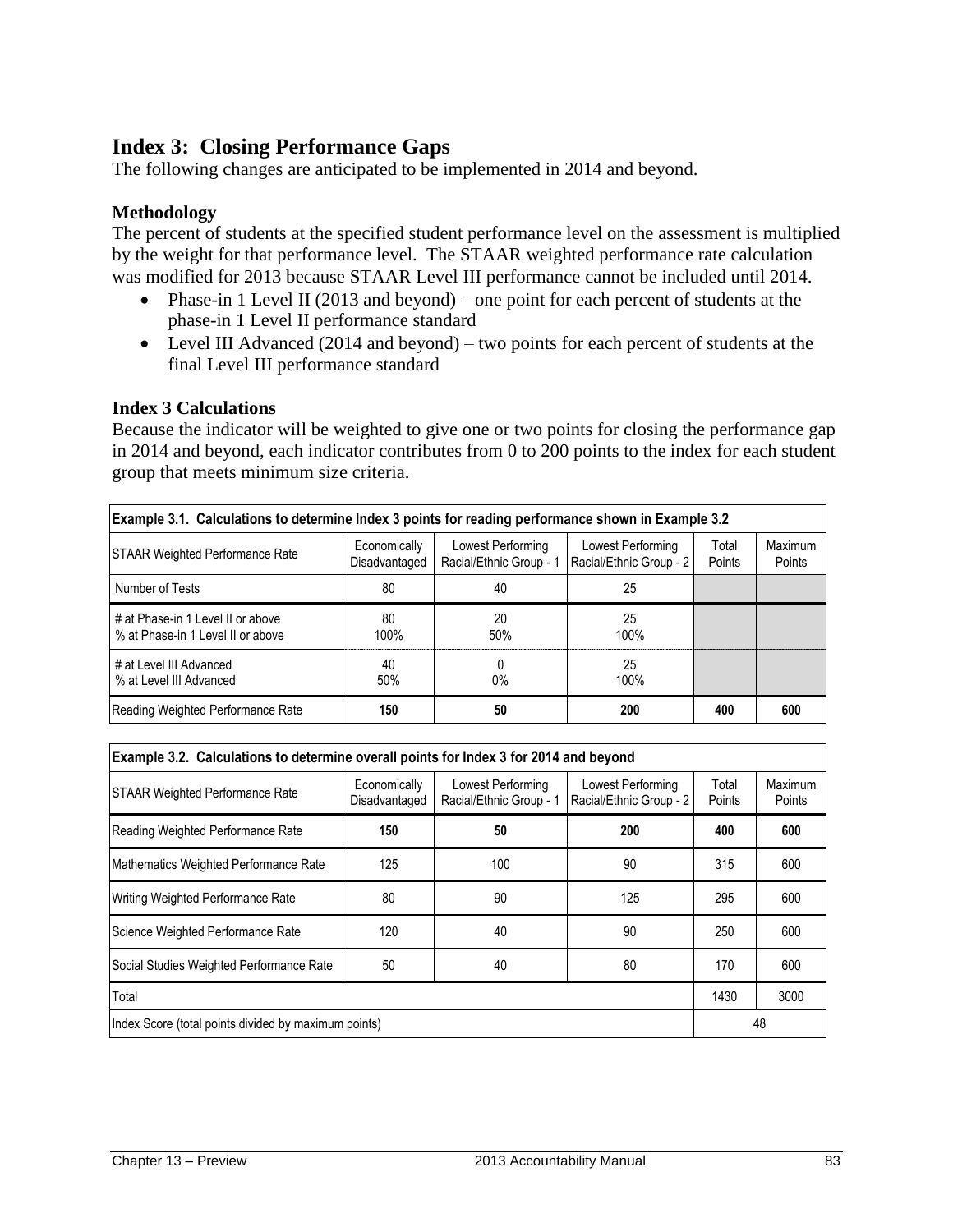## Index 3: Closing Performance Gaps

The following changes are anticipated to be implemented in 2014 and beyond.

### Methodology

The percent of students at the specified student performance level on the assessment is multiplied by the weight for that performance level. The STAAR weighted performance rate calculation was modified for 2013 because STAAR Level III performance cannot be included until 2014.

- Phase-in 1 Level II (2013 and beyond) – one point for each percent of students at the phase-in 1 Level II performance standard
- Level III Advanced (2014 and beyond) – two points for each percent of students at the final Level III performance standard

### Index 3 Calculations

Because the indicator will be weighted to give one or two points for closing the performance gap in 2014 and beyond, each indicator contributes from 0 to 200 points to the index for each student group that meets minimum size criteria.

**Example 3.1. Calculations to determine Index 3 points for reading performance shown in Example 3.2**

| STAAR Weighted Performance Rate | Economically Disadvantaged | Lowest Performing Racial/Ethnic Group - 1 | Lowest Performing Racial/Ethnic Group - 2 | Total Points | Maximum Points |
|---|---|---|---|---|---|
| Number of Tests | 80 | 40 | 25 | | |
| # at Phase-in 1 Level II or above<br>% at Phase-in 1 Level II or above | 80<br>100% | 20<br>50% | 25<br>100% | | |
| # at Level III Advanced<br>% at Level III Advanced | 40<br>50% | 0<br>0% | 25<br>100% | | |
| Reading Weighted Performance Rate | **150** | **50** | **200** | **400** | **600** |

**Example 3.2. Calculations to determine overall points for Index 3 for 2014 and beyond**

| STAAR Weighted Performance Rate | Economically Disadvantaged | Lowest Performing Racial/Ethnic Group - 1 | Lowest Performing Racial/Ethnic Group - 2 | Total Points | Maximum Points |
|---|---|---|---|---|---|
| Reading Weighted Performance Rate | **150** | **50** | **200** | **400** | **600** |
| Mathematics Weighted Performance Rate | 125 | 100 | 90 | 315 | 600 |
| Writing Weighted Performance Rate | 80 | 90 | 125 | 295 | 600 |
| Science Weighted Performance Rate | 120 | 40 | 90 | 250 | 600 |
| Social Studies Weighted Performance Rate | 50 | 40 | 80 | 170 | 600 |
| Total | | | | 1430 | 3000 |
| Index Score (total points divided by maximum points) | | | | 48 | |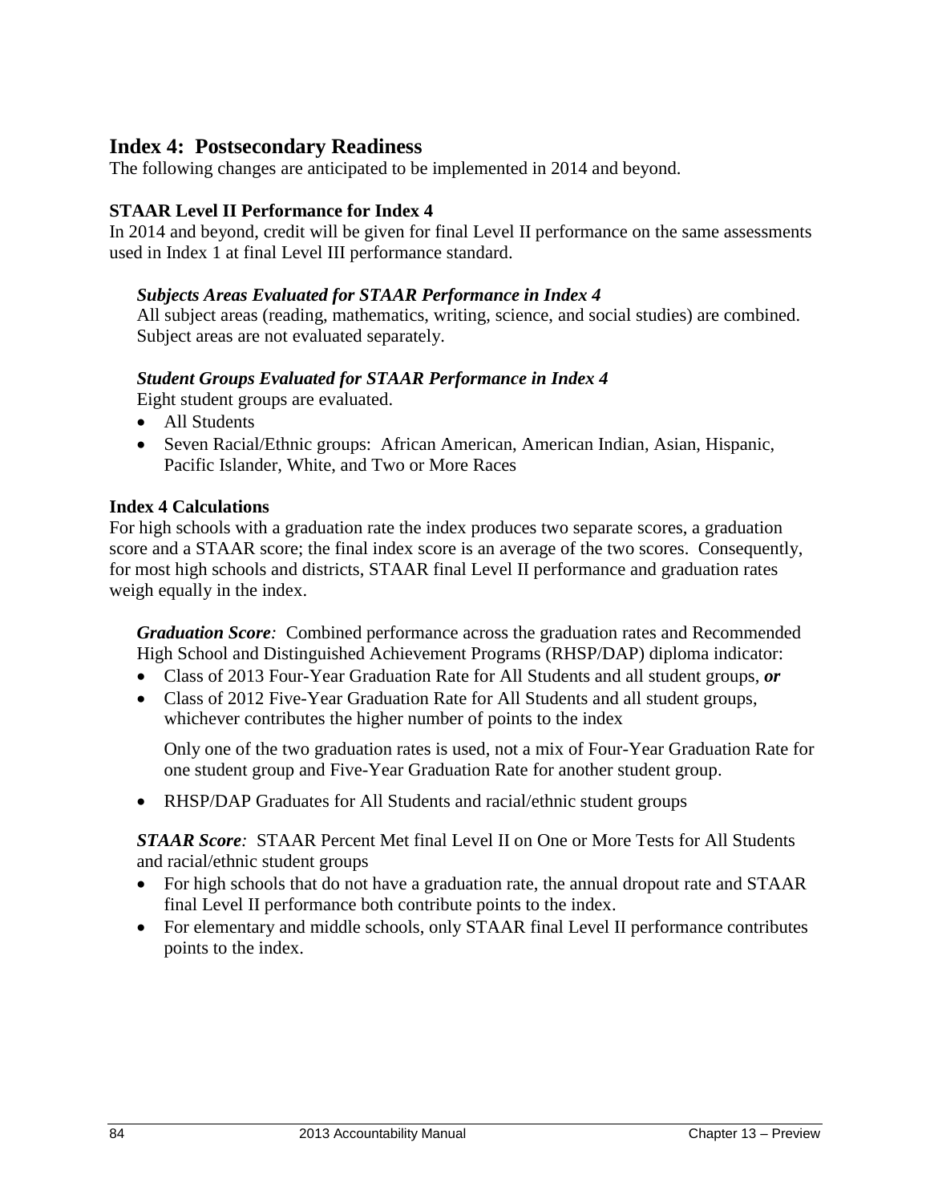## Index 4: Postsecondary Readiness

The following changes are anticipated to be implemented in 2014 and beyond.

### STAAR Level II Performance for Index 4

In 2014 and beyond, credit will be given for final Level II performance on the same assessments used in Index 1 at final Level III performance standard.

#### *Subjects Areas Evaluated for STAAR Performance in Index 4*

All subject areas (reading, mathematics, writing, science, and social studies) are combined. Subject areas are not evaluated separately.

#### *Student Groups Evaluated for STAAR Performance in Index 4*

Eight student groups are evaluated.

- All Students
- Seven Racial/Ethnic groups: African American, American Indian, Asian, Hispanic, Pacific Islander, White, and Two or More Races

### Index 4 Calculations

For high schools with a graduation rate the index produces two separate scores, a graduation score and a STAAR score; the final index score is an average of the two scores. Consequently, for most high schools and districts, STAAR final Level II performance and graduation rates weigh equally in the index.

***Graduation Score****:* Combined performance across the graduation rates and Recommended High School and Distinguished Achievement Programs (RHSP/DAP) diploma indicator:

- Class of 2013 Four-Year Graduation Rate for All Students and all student groups, ***or***
- Class of 2012 Five-Year Graduation Rate for All Students and all student groups, whichever contributes the higher number of points to the index

  Only one of the two graduation rates is used, not a mix of Four-Year Graduation Rate for one student group and Five-Year Graduation Rate for another student group.

- RHSP/DAP Graduates for All Students and racial/ethnic student groups

***STAAR Score****:* STAAR Percent Met final Level II on One or More Tests for All Students and racial/ethnic student groups

- For high schools that do not have a graduation rate, the annual dropout rate and STAAR final Level II performance both contribute points to the index.
- For elementary and middle schools, only STAAR final Level II performance contributes points to the index.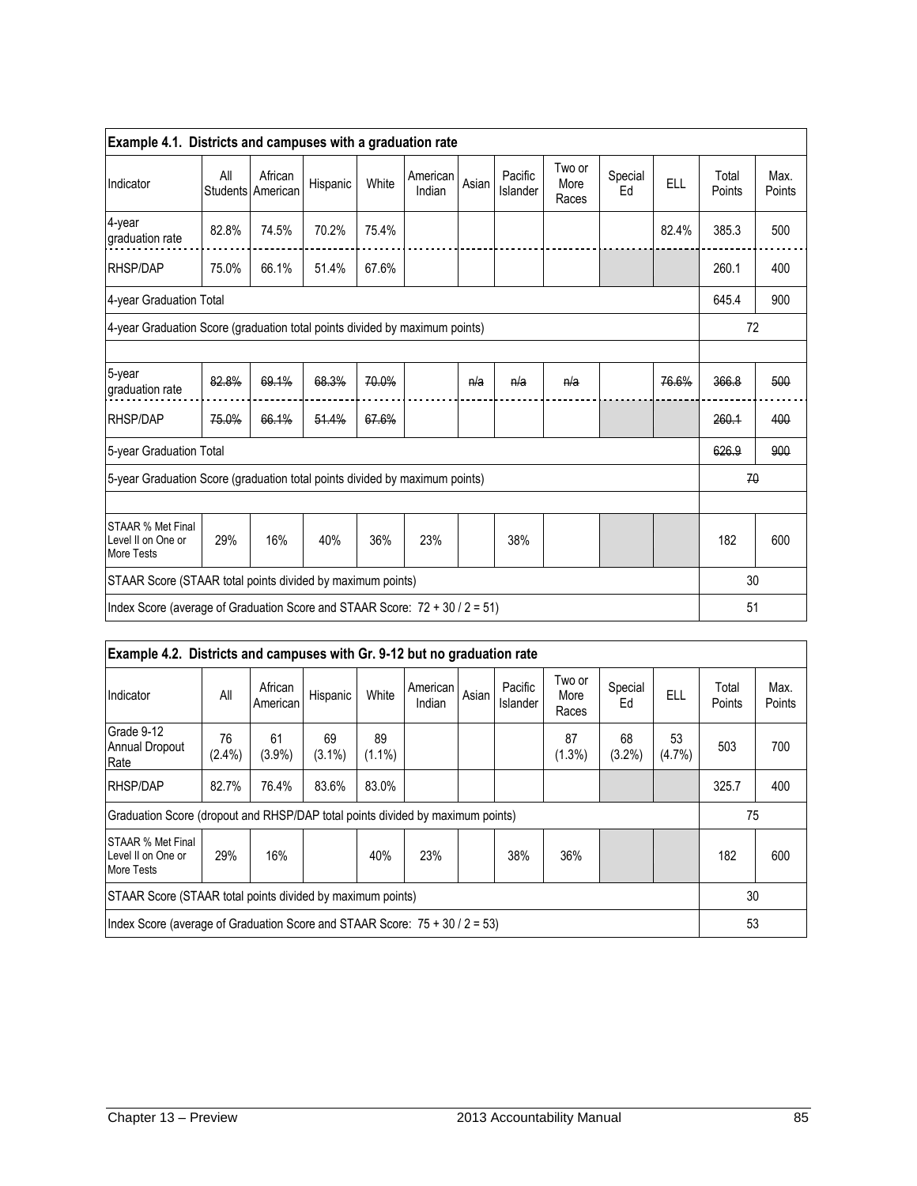| Example 4.1. Districts and campuses with a graduation rate | | | | | | | | | | | | |
|---|---|---|---|---|---|---|---|---|---|---|---|---|
| Indicator | All Students | African American | Hispanic | White | American Indian | Asian | Pacific Islander | Two or More Races | Special Ed | ELL | Total Points | Max. Points |
| 4-year graduation rate | 82.8% | 74.5% | 70.2% | 75.4% | | | | | | 82.4% | 385.3 | 500 |
| RHSP/DAP | 75.0% | 66.1% | 51.4% | 67.6% | | | | | | | 260.1 | 400 |
| 4-year Graduation Total | | | | | | | | | | | 645.4 | 900 |
| 4-year Graduation Score (graduation total points divided by maximum points) | | | | | | | | | | | 72 | |
| | | | | | | | | | | | | |
| 5-year graduation rate | ~~82.8%~~ | ~~69.1%~~ | ~~68.3%~~ | ~~70.0%~~ | | ~~n/a~~ | ~~n/a~~ | ~~n/a~~ | | ~~76.6%~~ | ~~366.8~~ | ~~500~~ |
| RHSP/DAP | ~~75.0%~~ | ~~66.1%~~ | ~~51.4%~~ | ~~67.6%~~ | | | | | | | ~~260.1~~ | ~~400~~ |
| 5-year Graduation Total | | | | | | | | | | | ~~626.9~~ | ~~900~~ |
| 5-year Graduation Score (graduation total points divided by maximum points) | | | | | | | | | | | ~~70~~ | |
| | | | | | | | | | | | | |
| STAAR % Met Final Level II on One or More Tests | 29% | 16% | 40% | 36% | 23% | | 38% | | | | 182 | 600 |
| STAAR Score (STAAR total points divided by maximum points) | | | | | | | | | | | 30 | |
| Index Score (average of Graduation Score and STAAR Score: 72 + 30 / 2 = 51) | | | | | | | | | | | 51 | |

| Example 4.2. Districts and campuses with Gr. 9-12 but no graduation rate | | | | | | | | | | | | |
|---|---|---|---|---|---|---|---|---|---|---|---|---|
| Indicator | All | African American | Hispanic | White | American Indian | Asian | Pacific Islander | Two or More Races | Special Ed | ELL | Total Points | Max. Points |
| Grade 9-12 Annual Dropout Rate | 76 (2.4%) | 61 (3.9%) | 69 (3.1%) | 89 (1.1%) | | | | 87 (1.3%) | 68 (3.2%) | 53 (4.7%) | 503 | 700 |
| RHSP/DAP | 82.7% | 76.4% | 83.6% | 83.0% | | | | | | | 325.7 | 400 |
| Graduation Score (dropout and RHSP/DAP total points divided by maximum points) | | | | | | | | | | | 75 | |
| STAAR % Met Final Level II on One or More Tests | 29% | 16% | | 40% | 23% | | 38% | 36% | | | 182 | 600 |
| STAAR Score (STAAR total points divided by maximum points) | | | | | | | | | | | 30 | |
| Index Score (average of Graduation Score and STAAR Score: 75 + 30 / 2 = 53) | | | | | | | | | | | 53 | |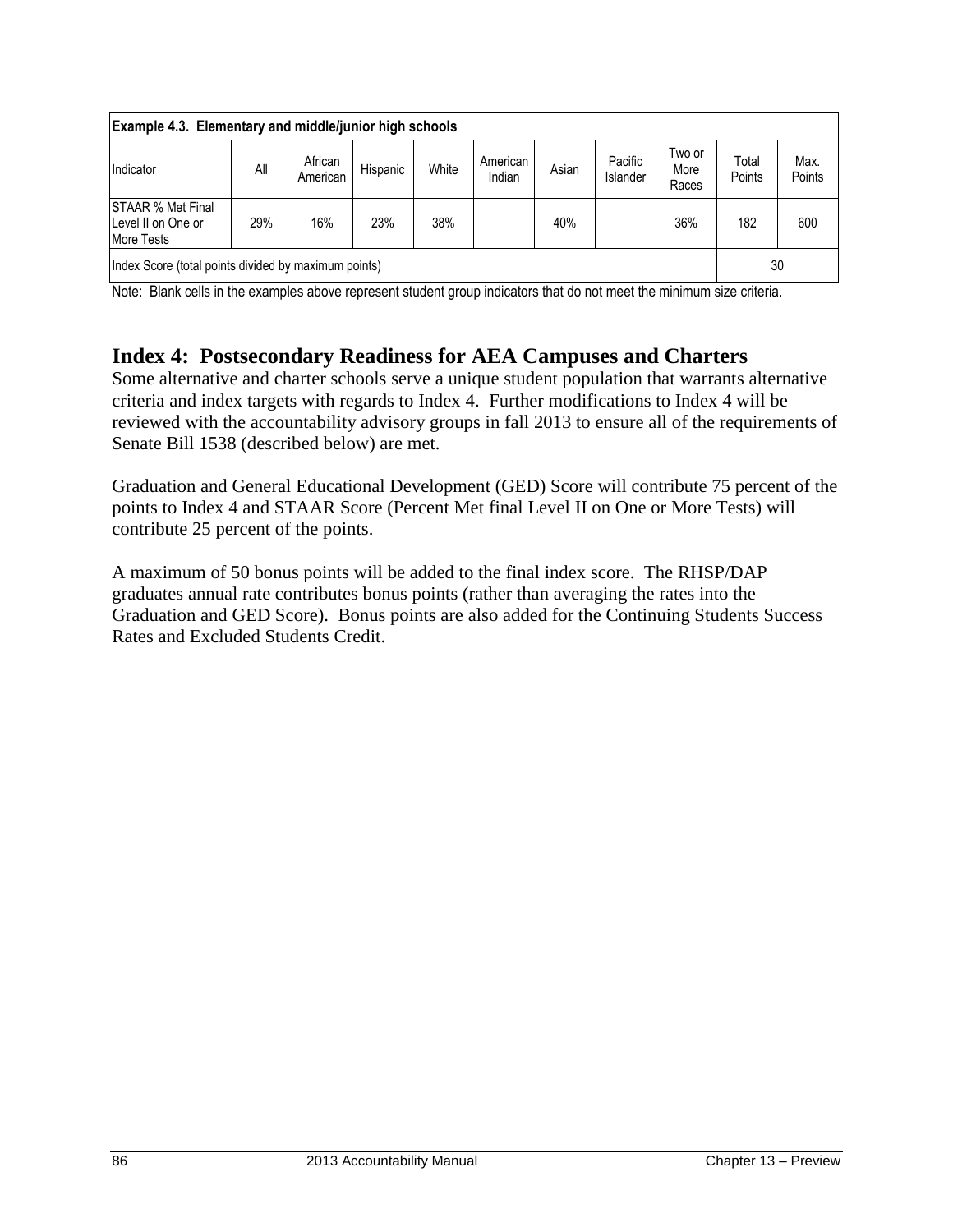| Example 4.3. Elementary and middle/junior high schools | | | | | | | | | | |
|---|---|---|---|---|---|---|---|---|---|---|
| Indicator | All | African American | Hispanic | White | American Indian | Asian | Pacific Islander | Two or More Races | Total Points | Max. Points |
| STAAR % Met Final Level II on One or More Tests | 29% | 16% | 23% | 38% | | 40% | | 36% | 182 | 600 |
| Index Score (total points divided by maximum points) | | | | | | | | | 30 | |

Note: Blank cells in the examples above represent student group indicators that do not meet the minimum size criteria.

## Index 4: Postsecondary Readiness for AEA Campuses and Charters

Some alternative and charter schools serve a unique student population that warrants alternative criteria and index targets with regards to Index 4. Further modifications to Index 4 will be reviewed with the accountability advisory groups in fall 2013 to ensure all of the requirements of Senate Bill 1538 (described below) are met.

Graduation and General Educational Development (GED) Score will contribute 75 percent of the points to Index 4 and STAAR Score (Percent Met final Level II on One or More Tests) will contribute 25 percent of the points.

A maximum of 50 bonus points will be added to the final index score. The RHSP/DAP graduates annual rate contributes bonus points (rather than averaging the rates into the Graduation and GED Score). Bonus points are also added for the Continuing Students Success Rates and Excluded Students Credit.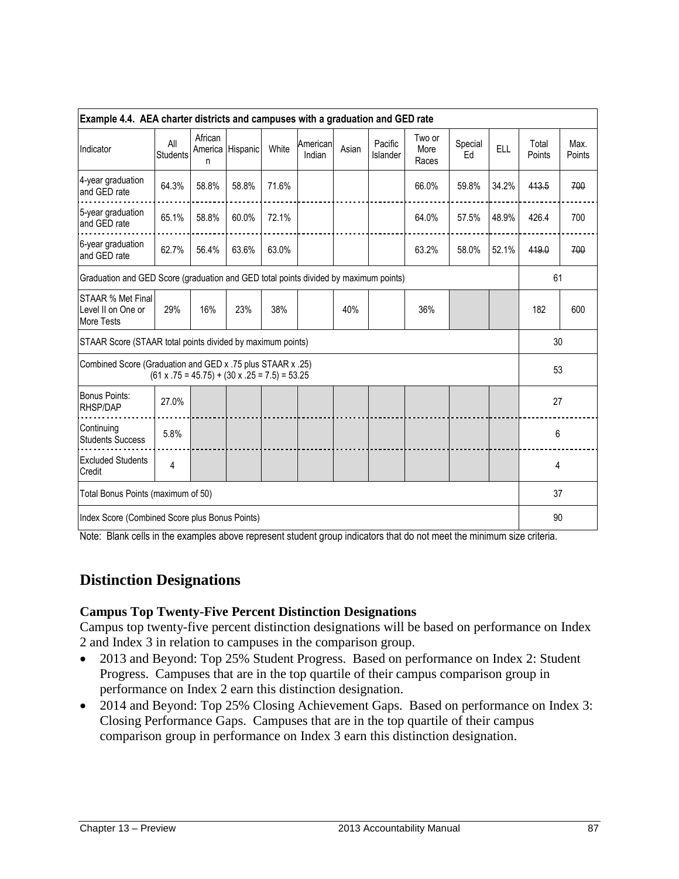| Example 4.4. AEA charter districts and campuses with a graduation and GED rate | | | | | | | | | | | | |
|---|---|---|---|---|---|---|---|---|---|---|---|---|
| Indicator | All Students | African American | Hispanic | White | American Indian | Asian | Pacific Islander | Two or More Races | Special Ed | ELL | Total Points | Max. Points |
| 4-year graduation and GED rate | 64.3% | 58.8% | 58.8% | 71.6% | | | | 66.0% | 59.8% | 34.2% | ~~413.5~~ | ~~700~~ |
| 5-year graduation and GED rate | 65.1% | 58.8% | 60.0% | 72.1% | | | | 64.0% | 57.5% | 48.9% | 426.4 | 700 |
| 6-year graduation and GED rate | 62.7% | 56.4% | 63.6% | 63.0% | | | | 63.2% | 58.0% | 52.1% | ~~419.0~~ | ~~700~~ |
| Graduation and GED Score (graduation and GED total points divided by maximum points) | | | | | | | | | | | 61 | |
| STAAR % Met Final Level II on One or More Tests | 29% | 16% | 23% | 38% | | 40% | | 36% | | | 182 | 600 |
| STAAR Score (STAAR total points divided by maximum points) | | | | | | | | | | | 30 | |
| Combined Score (Graduation and GED x .75 plus STAAR x .25) (61 x .75 = 45.75) + (30 x .25 = 7.5) = 53.25 | | | | | | | | | | | 53 | |
| Bonus Points: RHSP/DAP | 27.0% | | | | | | | | | | 27 | |
| Continuing Students Success | 5.8% | | | | | | | | | | 6 | |
| Excluded Students Credit | 4 | | | | | | | | | | 4 | |
| Total Bonus Points (maximum of 50) | | | | | | | | | | | 37 | |
| Index Score (Combined Score plus Bonus Points) | | | | | | | | | | | 90 | |

Note: Blank cells in the examples above represent student group indicators that do not meet the minimum size criteria.

## Distinction Designations

### Campus Top Twenty-Five Percent Distinction Designations

Campus top twenty-five percent distinction designations will be based on performance on Index 2 and Index 3 in relation to campuses in the comparison group.

- 2013 and Beyond: Top 25% Student Progress. Based on performance on Index 2: Student Progress. Campuses that are in the top quartile of their campus comparison group in performance on Index 2 earn this distinction designation.
- 2014 and Beyond: Top 25% Closing Achievement Gaps. Based on performance on Index 3: Closing Performance Gaps. Campuses that are in the top quartile of their campus comparison group in performance on Index 3 earn this distinction designation.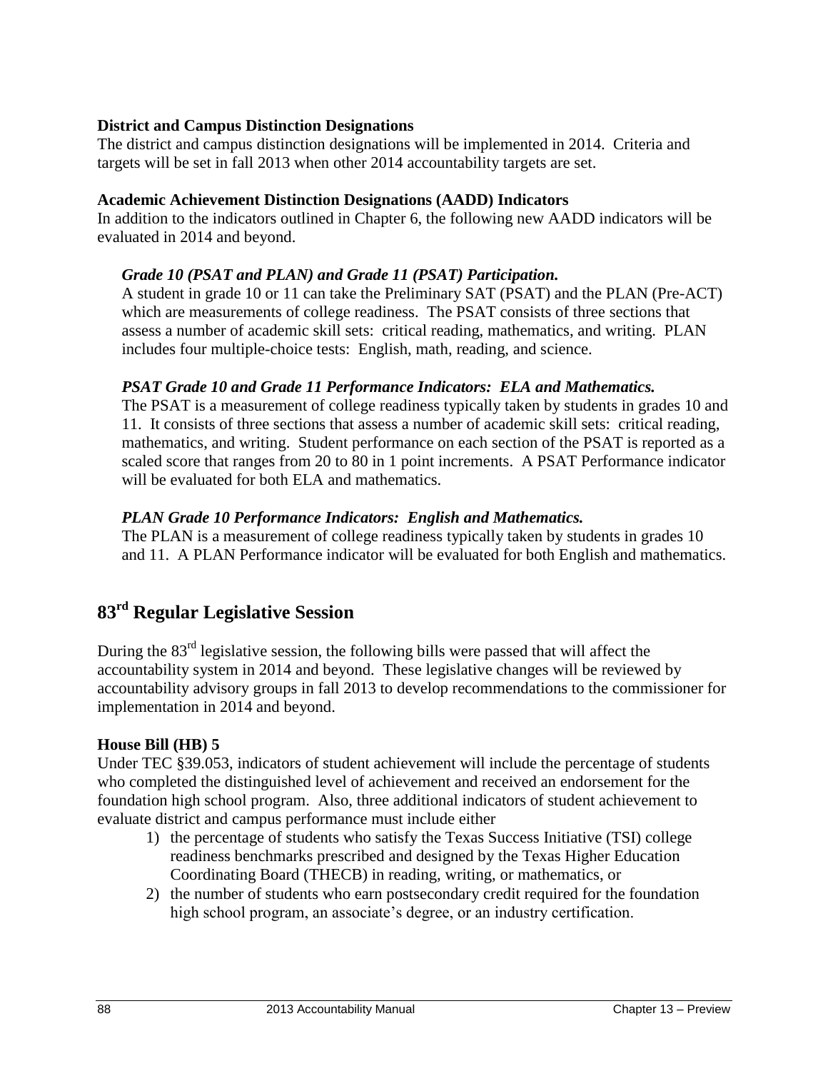**District and Campus Distinction Designations**

The district and campus distinction designations will be implemented in 2014. Criteria and targets will be set in fall 2013 when other 2014 accountability targets are set.

**Academic Achievement Distinction Designations (AADD) Indicators**

In addition to the indicators outlined in Chapter 6, the following new AADD indicators will be evaluated in 2014 and beyond.

***Grade 10 (PSAT and PLAN) and Grade 11 (PSAT) Participation.***

A student in grade 10 or 11 can take the Preliminary SAT (PSAT) and the PLAN (Pre-ACT) which are measurements of college readiness. The PSAT consists of three sections that assess a number of academic skill sets: critical reading, mathematics, and writing. PLAN includes four multiple-choice tests: English, math, reading, and science.

***PSAT Grade 10 and Grade 11 Performance Indicators: ELA and Mathematics.***

The PSAT is a measurement of college readiness typically taken by students in grades 10 and 11. It consists of three sections that assess a number of academic skill sets: critical reading, mathematics, and writing. Student performance on each section of the PSAT is reported as a scaled score that ranges from 20 to 80 in 1 point increments. A PSAT Performance indicator will be evaluated for both ELA and mathematics.

***PLAN Grade 10 Performance Indicators: English and Mathematics.***

The PLAN is a measurement of college readiness typically taken by students in grades 10 and 11. A PLAN Performance indicator will be evaluated for both English and mathematics.

## 83rd Regular Legislative Session

During the 83rd legislative session, the following bills were passed that will affect the accountability system in 2014 and beyond. These legislative changes will be reviewed by accountability advisory groups in fall 2013 to develop recommendations to the commissioner for implementation in 2014 and beyond.

**House Bill (HB) 5**

Under TEC §39.053, indicators of student achievement will include the percentage of students who completed the distinguished level of achievement and received an endorsement for the foundation high school program. Also, three additional indicators of student achievement to evaluate district and campus performance must include either

1) the percentage of students who satisfy the Texas Success Initiative (TSI) college readiness benchmarks prescribed and designed by the Texas Higher Education Coordinating Board (THECB) in reading, writing, or mathematics, or
2) the number of students who earn postsecondary credit required for the foundation high school program, an associate's degree, or an industry certification.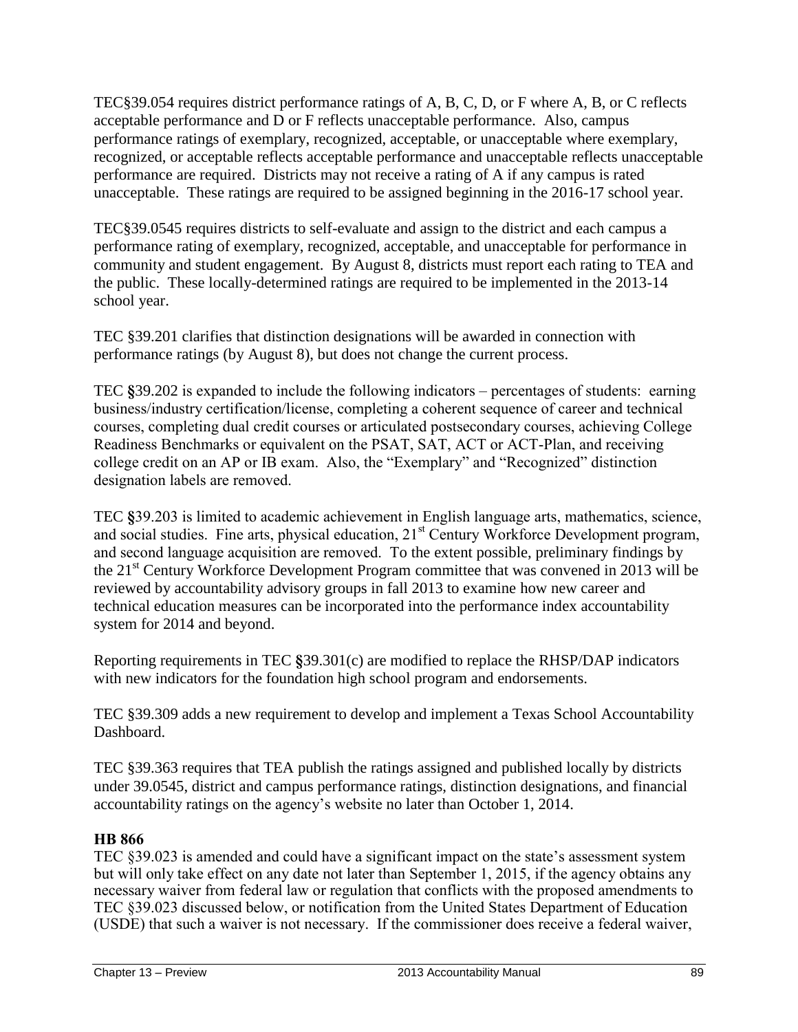TEC§39.054 requires district performance ratings of A, B, C, D, or F where A, B, or C reflects acceptable performance and D or F reflects unacceptable performance. Also, campus performance ratings of exemplary, recognized, acceptable, or unacceptable where exemplary, recognized, or acceptable reflects acceptable performance and unacceptable reflects unacceptable performance are required. Districts may not receive a rating of A if any campus is rated unacceptable. These ratings are required to be assigned beginning in the 2016-17 school year.

TEC§39.0545 requires districts to self-evaluate and assign to the district and each campus a performance rating of exemplary, recognized, acceptable, and unacceptable for performance in community and student engagement. By August 8, districts must report each rating to TEA and the public. These locally-determined ratings are required to be implemented in the 2013-14 school year.

TEC §39.201 clarifies that distinction designations will be awarded in connection with performance ratings (by August 8), but does not change the current process.

TEC §39.202 is expanded to include the following indicators – percentages of students: earning business/industry certification/license, completing a coherent sequence of career and technical courses, completing dual credit courses or articulated postsecondary courses, achieving College Readiness Benchmarks or equivalent on the PSAT, SAT, ACT or ACT-Plan, and receiving college credit on an AP or IB exam. Also, the "Exemplary" and "Recognized" distinction designation labels are removed.

TEC §39.203 is limited to academic achievement in English language arts, mathematics, science, and social studies. Fine arts, physical education, 21st Century Workforce Development program, and second language acquisition are removed. To the extent possible, preliminary findings by the 21st Century Workforce Development Program committee that was convened in 2013 will be reviewed by accountability advisory groups in fall 2013 to examine how new career and technical education measures can be incorporated into the performance index accountability system for 2014 and beyond.

Reporting requirements in TEC §39.301(c) are modified to replace the RHSP/DAP indicators with new indicators for the foundation high school program and endorsements.

TEC §39.309 adds a new requirement to develop and implement a Texas School Accountability Dashboard.

TEC §39.363 requires that TEA publish the ratings assigned and published locally by districts under 39.0545, district and campus performance ratings, distinction designations, and financial accountability ratings on the agency's website no later than October 1, 2014.

**HB 866**

TEC §39.023 is amended and could have a significant impact on the state's assessment system but will only take effect on any date not later than September 1, 2015, if the agency obtains any necessary waiver from federal law or regulation that conflicts with the proposed amendments to TEC §39.023 discussed below, or notification from the United States Department of Education (USDE) that such a waiver is not necessary. If the commissioner does receive a federal waiver,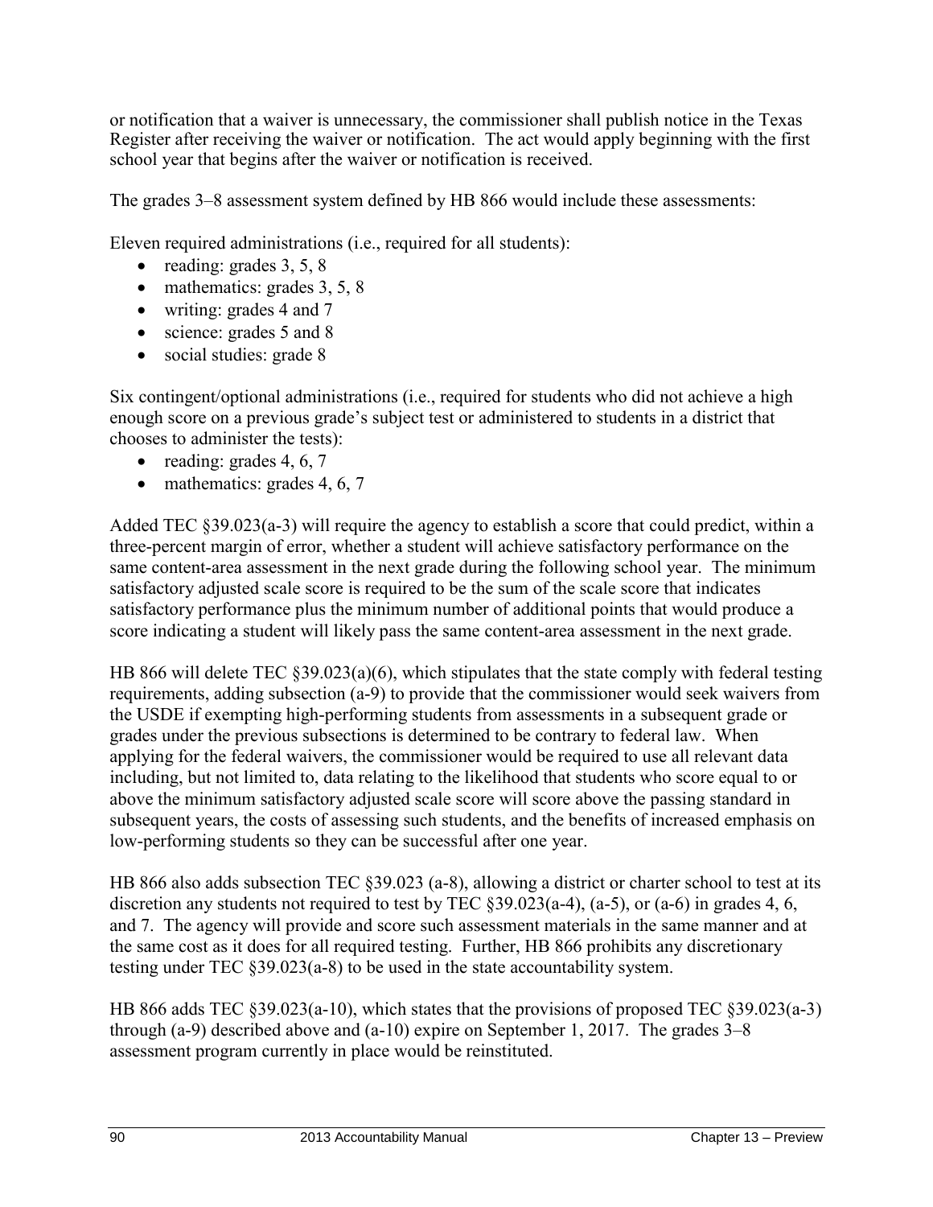or notification that a waiver is unnecessary, the commissioner shall publish notice in the Texas Register after receiving the waiver or notification. The act would apply beginning with the first school year that begins after the waiver or notification is received.

The grades 3–8 assessment system defined by HB 866 would include these assessments:

Eleven required administrations (i.e., required for all students):

- reading: grades 3, 5, 8
- mathematics: grades 3, 5, 8
- writing: grades 4 and 7
- science: grades 5 and 8
- social studies: grade 8

Six contingent/optional administrations (i.e., required for students who did not achieve a high enough score on a previous grade's subject test or administered to students in a district that chooses to administer the tests):

- reading: grades 4, 6, 7
- mathematics: grades 4, 6, 7

Added TEC §39.023(a-3) will require the agency to establish a score that could predict, within a three-percent margin of error, whether a student will achieve satisfactory performance on the same content-area assessment in the next grade during the following school year. The minimum satisfactory adjusted scale score is required to be the sum of the scale score that indicates satisfactory performance plus the minimum number of additional points that would produce a score indicating a student will likely pass the same content-area assessment in the next grade.

HB 866 will delete TEC §39.023(a)(6), which stipulates that the state comply with federal testing requirements, adding subsection (a-9) to provide that the commissioner would seek waivers from the USDE if exempting high-performing students from assessments in a subsequent grade or grades under the previous subsections is determined to be contrary to federal law. When applying for the federal waivers, the commissioner would be required to use all relevant data including, but not limited to, data relating to the likelihood that students who score equal to or above the minimum satisfactory adjusted scale score will score above the passing standard in subsequent years, the costs of assessing such students, and the benefits of increased emphasis on low-performing students so they can be successful after one year.

HB 866 also adds subsection TEC §39.023 (a-8), allowing a district or charter school to test at its discretion any students not required to test by TEC §39.023(a-4), (a-5), or (a-6) in grades 4, 6, and 7. The agency will provide and score such assessment materials in the same manner and at the same cost as it does for all required testing. Further, HB 866 prohibits any discretionary testing under TEC §39.023(a-8) to be used in the state accountability system.

HB 866 adds TEC §39.023(a-10), which states that the provisions of proposed TEC §39.023(a-3) through (a-9) described above and (a-10) expire on September 1, 2017. The grades 3–8 assessment program currently in place would be reinstituted.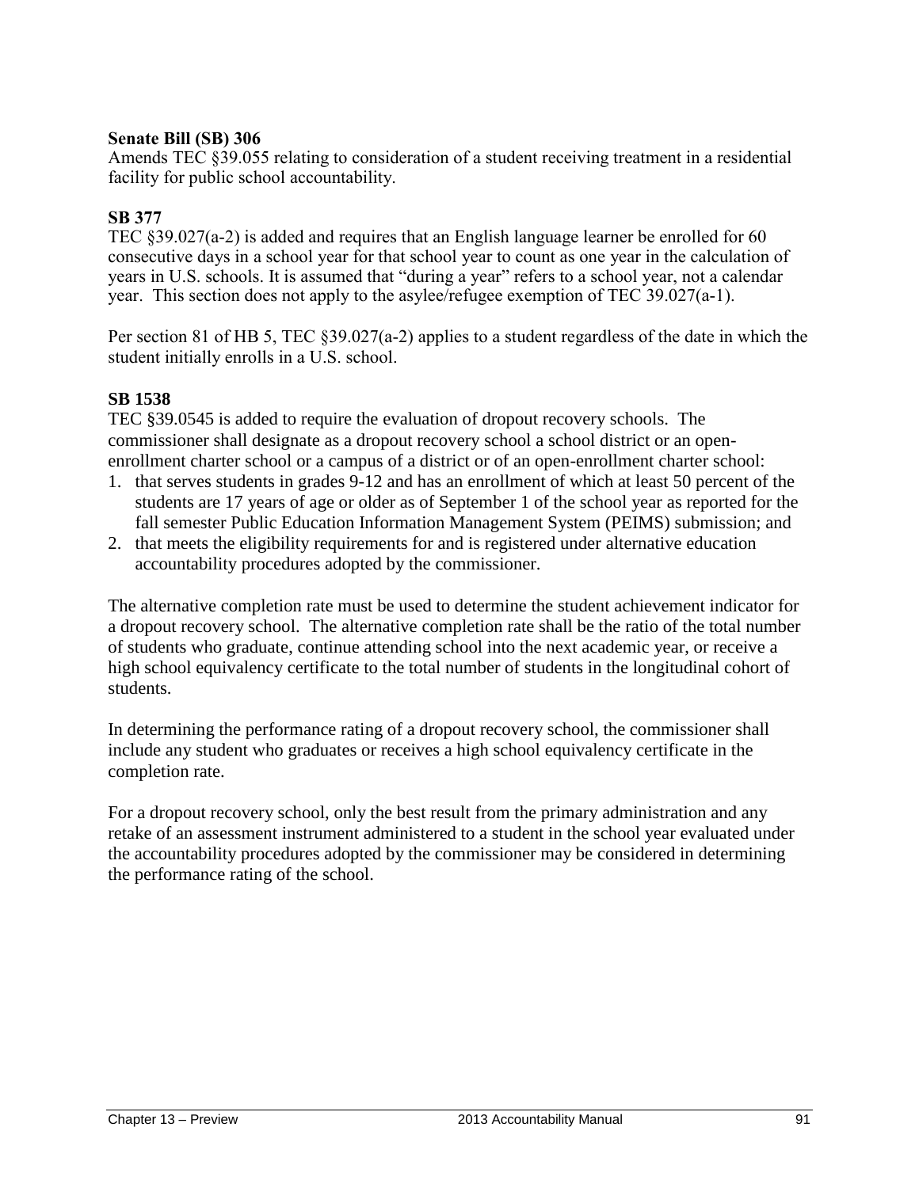**Senate Bill (SB) 306**

Amends TEC §39.055 relating to consideration of a student receiving treatment in a residential facility for public school accountability.

**SB 377**

TEC §39.027(a-2) is added and requires that an English language learner be enrolled for 60 consecutive days in a school year for that school year to count as one year in the calculation of years in U.S. schools. It is assumed that "during a year" refers to a school year, not a calendar year. This section does not apply to the asylee/refugee exemption of TEC 39.027(a-1).

Per section 81 of HB 5, TEC §39.027(a-2) applies to a student regardless of the date in which the student initially enrolls in a U.S. school.

**SB 1538**

TEC §39.0545 is added to require the evaluation of dropout recovery schools. The commissioner shall designate as a dropout recovery school a school district or an open-enrollment charter school or a campus of a district or of an open-enrollment charter school:

1. that serves students in grades 9-12 and has an enrollment of which at least 50 percent of the students are 17 years of age or older as of September 1 of the school year as reported for the fall semester Public Education Information Management System (PEIMS) submission; and
2. that meets the eligibility requirements for and is registered under alternative education accountability procedures adopted by the commissioner.

The alternative completion rate must be used to determine the student achievement indicator for a dropout recovery school. The alternative completion rate shall be the ratio of the total number of students who graduate, continue attending school into the next academic year, or receive a high school equivalency certificate to the total number of students in the longitudinal cohort of students.

In determining the performance rating of a dropout recovery school, the commissioner shall include any student who graduates or receives a high school equivalency certificate in the completion rate.

For a dropout recovery school, only the best result from the primary administration and any retake of an assessment instrument administered to a student in the school year evaluated under the accountability procedures adopted by the commissioner may be considered in determining the performance rating of the school.